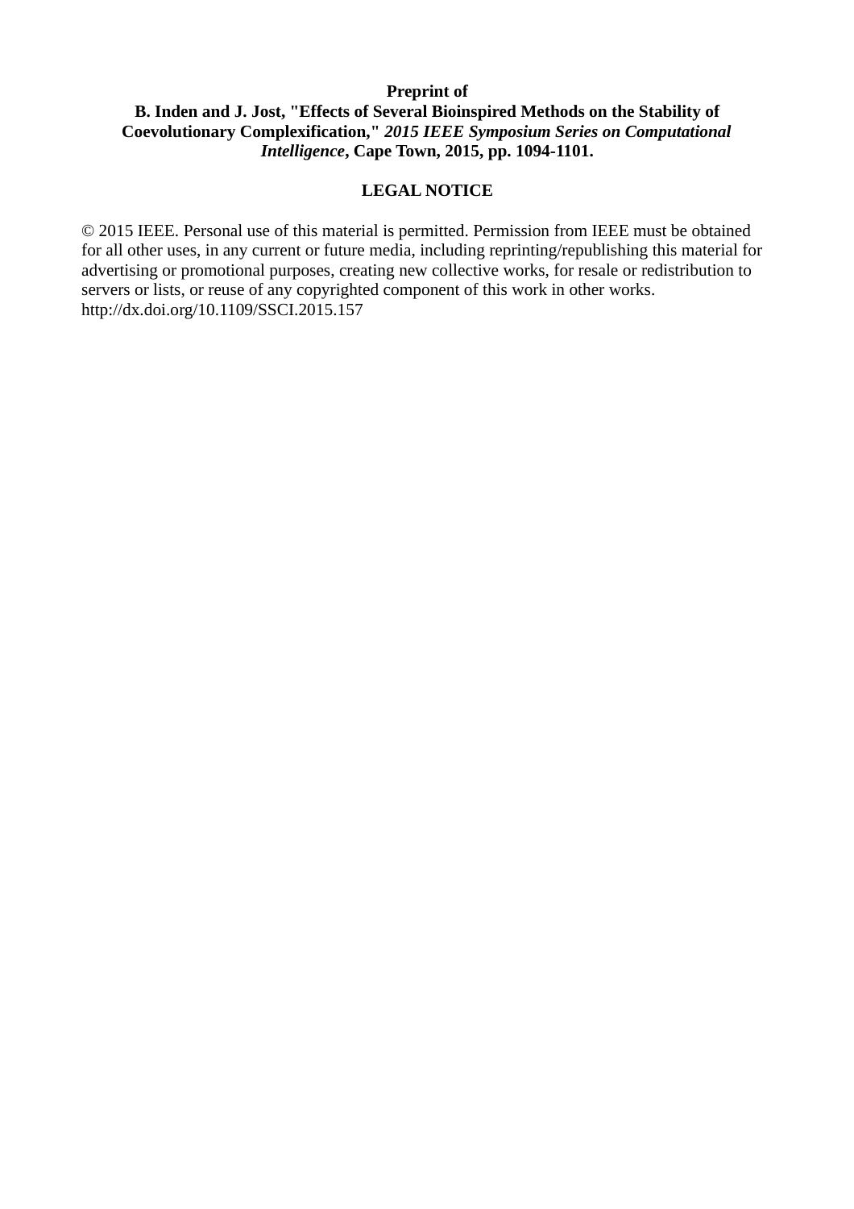**Preprint of**

**B. Inden and J. Jost, "Effects of Several Bioinspired Methods on the Stability of Coevolutionary Complexification,"** ***2015 IEEE Symposium Series on Computational Intelligence*****, Cape Town, 2015, pp. 1094-1101.**

**LEGAL NOTICE**

© 2015 IEEE. Personal use of this material is permitted. Permission from IEEE must be obtained for all other uses, in any current or future media, including reprinting/republishing this material for advertising or promotional purposes, creating new collective works, for resale or redistribution to servers or lists, or reuse of any copyrighted component of this work in other works.
http://dx.doi.org/10.1109/SSCI.2015.157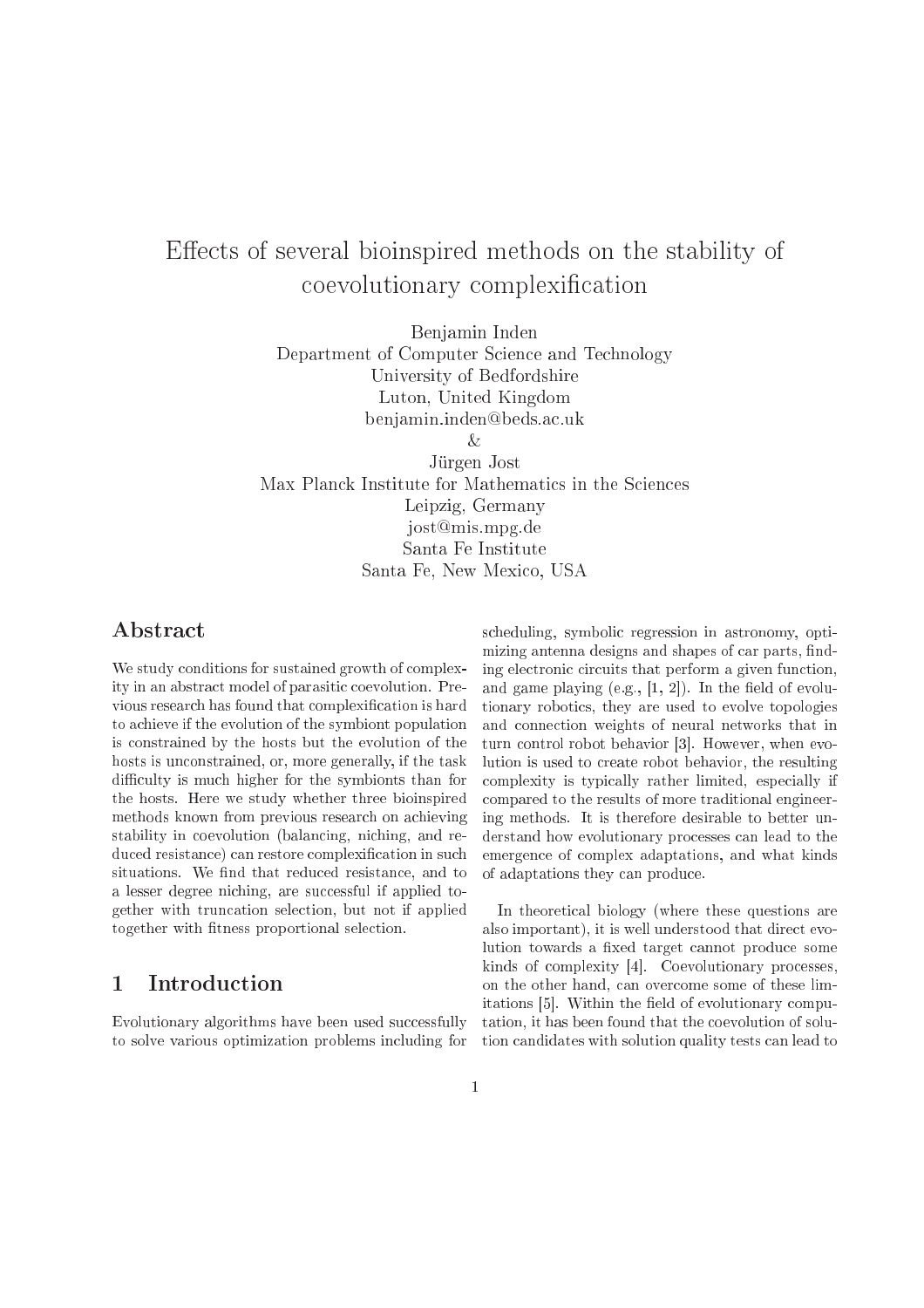# Effects of several bioinspired methods on the stability of coevolutionary complexification

Benjamin Inden
Department of Computer Science and Technology
University of Bedfordshire
Luton, United Kingdom
benjamin.inden@beds.ac.uk
&
Jürgen Jost
Max Planck Institute for Mathematics in the Sciences
Leipzig, Germany
jost@mis.mpg.de
Santa Fe Institute
Santa Fe, New Mexico, USA

## Abstract

We study conditions for sustained growth of complexity in an abstract model of parasitic coevolution. Previous research has found that complexification is hard to achieve if the evolution of the symbiont population is constrained by the hosts but the evolution of the hosts is unconstrained, or, more generally, if the task difficulty is much higher for the symbionts than for the hosts. Here we study whether three bioinspired methods known from previous research on achieving stability in coevolution (balancing, niching, and reduced resistance) can restore complexification in such situations. We find that reduced resistance, and to a lesser degree niching, are successful if applied together with truncation selection, but not if applied together with fitness proportional selection.

## 1 Introduction

Evolutionary algorithms have been used successfully to solve various optimization problems including for scheduling, symbolic regression in astronomy, optimizing antenna designs and shapes of car parts, finding electronic circuits that perform a given function, and game playing (e.g., [1, 2]). In the field of evolutionary robotics, they are used to evolve topologies and connection weights of neural networks that in turn control robot behavior [3]. However, when evolution is used to create robot behavior, the resulting complexity is typically rather limited, especially if compared to the results of more traditional engineering methods. It is therefore desirable to better understand how evolutionary processes can lead to the emergence of complex adaptations, and what kinds of adaptations they can produce.

In theoretical biology (where these questions are also important), it is well understood that direct evolution towards a fixed target cannot produce some kinds of complexity [4]. Coevolutionary processes, on the other hand, can overcome some of these limitations [5]. Within the field of evolutionary computation, it has been found that the coevolution of solution candidates with solution quality tests can lead to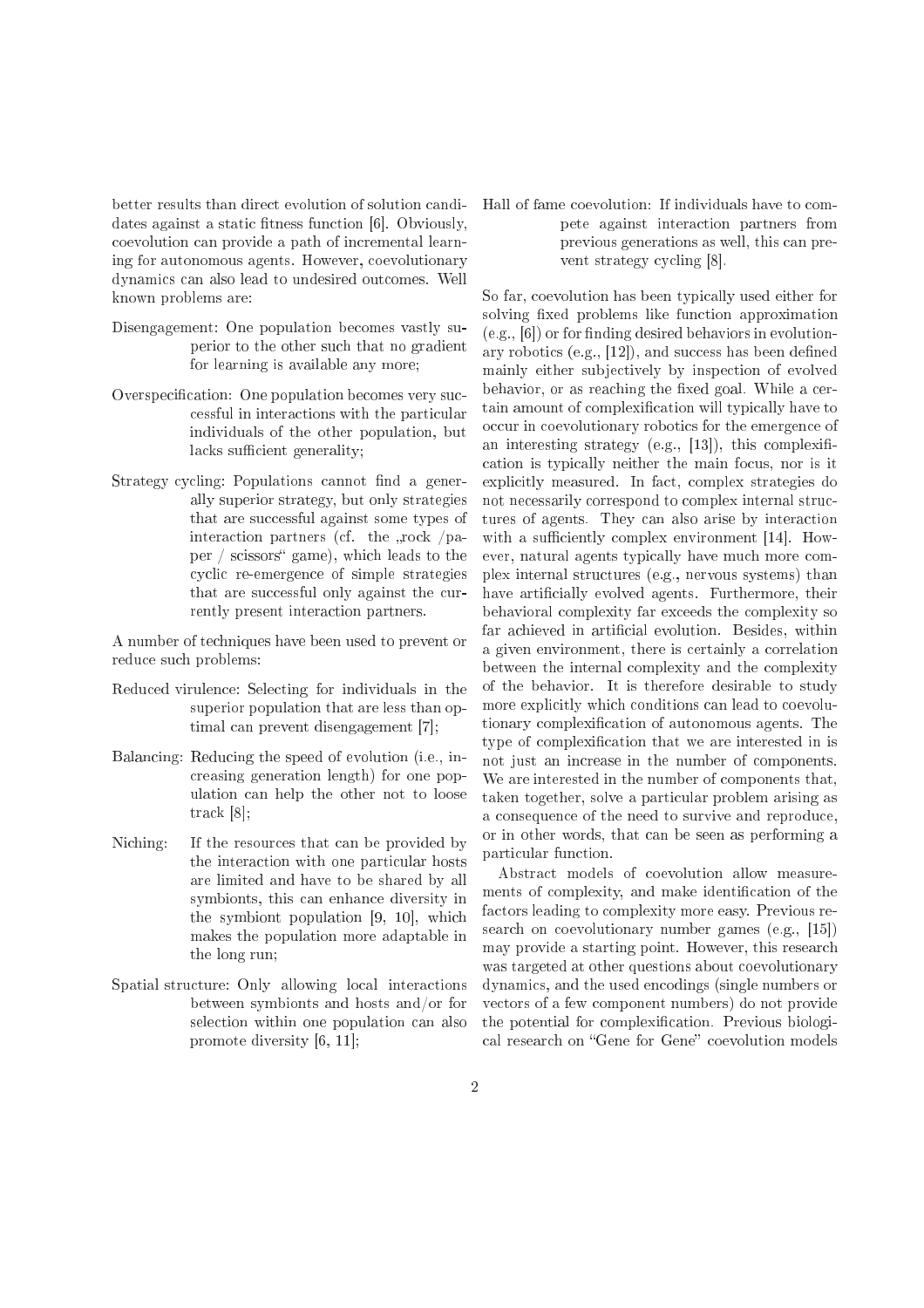better results than direct evolution of solution candidates against a static fitness function [6]. Obviously, coevolution can provide a path of incremental learning for autonomous agents. However, coevolutionary dynamics can also lead to undesired outcomes. Well known problems are:

- Disengagement: One population becomes vastly superior to the other such that no gradient for learning is available any more;
- Overspecification: One population becomes very successful in interactions with the particular individuals of the other population, but lacks sufficient generality;
- Strategy cycling: Populations cannot find a generally superior strategy, but only strategies that are successful against some types of interaction partners (cf. the „rock /paper / scissors" game), which leads to the cyclic re-emergence of simple strategies that are successful only against the currently present interaction partners.

A number of techniques have been used to prevent or reduce such problems:

- Reduced virulence: Selecting for individuals in the superior population that are less than optimal can prevent disengagement [7];
- Balancing: Reducing the speed of evolution (i.e., increasing generation length) for one population can help the other not to loose track [8];
- Niching: If the resources that can be provided by the interaction with one particular hosts are limited and have to be shared by all symbionts, this can enhance diversity in the symbiont population [9, 10], which makes the population more adaptable in the long run;
- Spatial structure: Only allowing local interactions between symbionts and hosts and/or for selection within one population can also promote diversity [6, 11];
- Hall of fame coevolution: If individuals have to compete against interaction partners from previous generations as well, this can prevent strategy cycling [8].

So far, coevolution has been typically used either for solving fixed problems like function approximation (e.g., [6]) or for finding desired behaviors in evolutionary robotics (e.g., [12]), and success has been defined mainly either subjectively by inspection of evolved behavior, or as reaching the fixed goal. While a certain amount of complexification will typically have to occur in coevolutionary robotics for the emergence of an interesting strategy (e.g., [13]), this complexification is typically neither the main focus, nor is it explicitly measured. In fact, complex strategies do not necessarily correspond to complex internal structures of agents. They can also arise by interaction with a sufficiently complex environment [14]. However, natural agents typically have much more complex internal structures (e.g., nervous systems) than have artificially evolved agents. Furthermore, their behavioral complexity far exceeds the complexity so far achieved in artificial evolution. Besides, within a given environment, there is certainly a correlation between the internal complexity and the complexity of the behavior. It is therefore desirable to study more explicitly which conditions can lead to coevolutionary complexification of autonomous agents. The type of complexification that we are interested in is not just an increase in the number of components. We are interested in the number of components that, taken together, solve a particular problem arising as a consequence of the need to survive and reproduce, or in other words, that can be seen as performing a particular function.

Abstract models of coevolution allow measurements of complexity, and make identification of the factors leading to complexity more easy. Previous research on coevolutionary number games (e.g., [15]) may provide a starting point. However, this research was targeted at other questions about coevolutionary dynamics, and the used encodings (single numbers or vectors of a few component numbers) do not provide the potential for complexification. Previous biological research on "Gene for Gene" coevolution models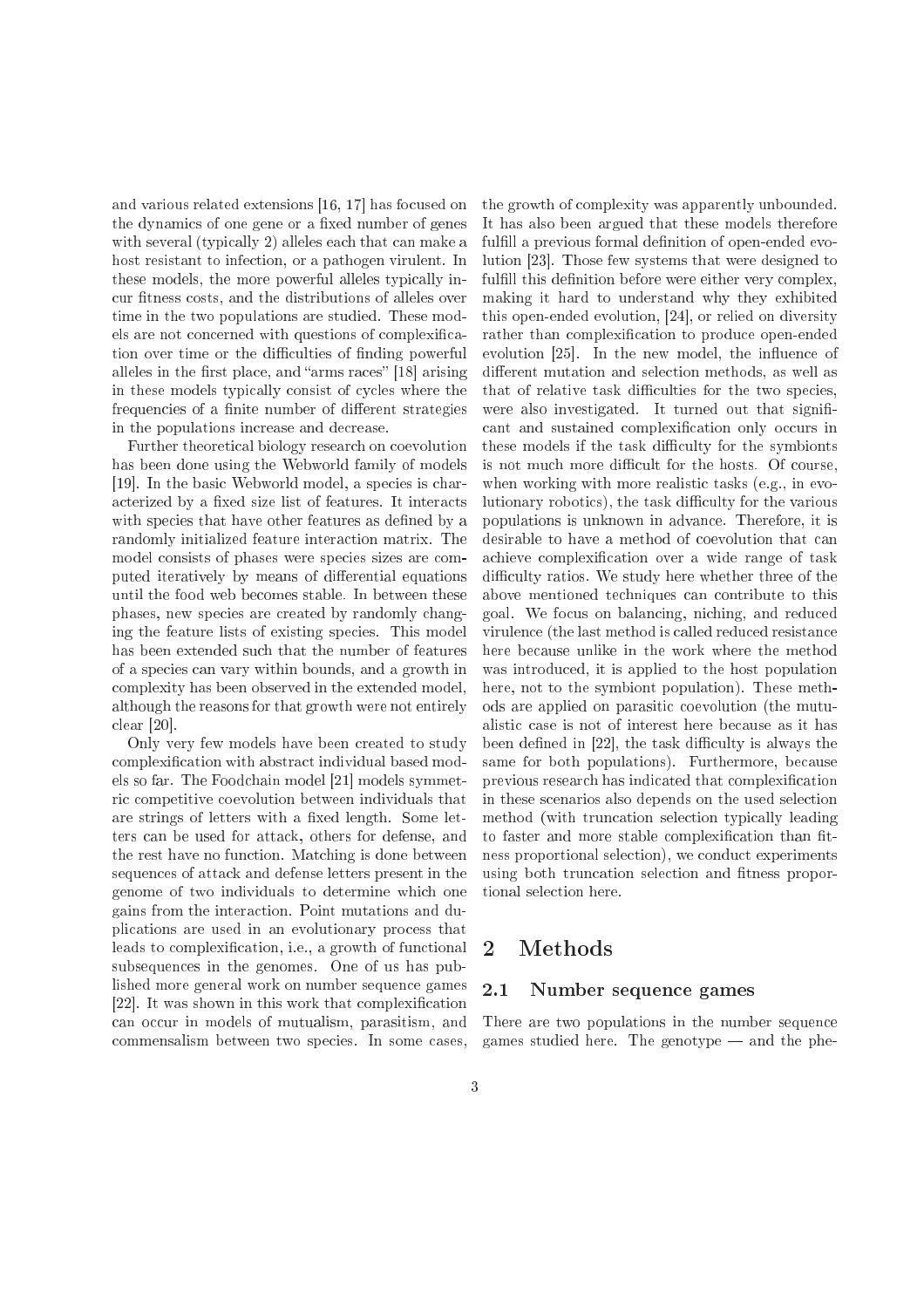and various related extensions [16, 17] has focused on the dynamics of one gene or a fixed number of genes with several (typically 2) alleles each that can make a host resistant to infection, or a pathogen virulent. In these models, the more powerful alleles typically incur fitness costs, and the distributions of alleles over time in the two populations are studied. These models are not concerned with questions of complexification over time or the difficulties of finding powerful alleles in the first place, and "arms races" [18] arising in these models typically consist of cycles where the frequencies of a finite number of different strategies in the populations increase and decrease.

Further theoretical biology research on coevolution has been done using the Webworld family of models [19]. In the basic Webworld model, a species is characterized by a fixed size list of features. It interacts with species that have other features as defined by a randomly initialized feature interaction matrix. The model consists of phases were species sizes are computed iteratively by means of differential equations until the food web becomes stable. In between these phases, new species are created by randomly changing the feature lists of existing species. This model has been extended such that the number of features of a species can vary within bounds, and a growth in complexity has been observed in the extended model, although the reasons for that growth were not entirely clear [20].

Only very few models have been created to study complexification with abstract individual based models so far. The Foodchain model [21] models symmetric competitive coevolution between individuals that are strings of letters with a fixed length. Some letters can be used for attack, others for defense, and the rest have no function. Matching is done between sequences of attack and defense letters present in the genome of two individuals to determine which one gains from the interaction. Point mutations and duplications are used in an evolutionary process that leads to complexification, i.e., a growth of functional subsequences in the genomes. One of us has published more general work on number sequence games [22]. It was shown in this work that complexification can occur in models of mutualism, parasitism, and commensalism between two species. In some cases, the growth of complexity was apparently unbounded. It has also been argued that these models therefore fulfill a previous formal definition of open-ended evolution [23]. Those few systems that were designed to fulfill this definition before were either very complex, making it hard to understand why they exhibited this open-ended evolution, [24], or relied on diversity rather than complexification to produce open-ended evolution [25]. In the new model, the influence of different mutation and selection methods, as well as that of relative task difficulties for the two species, were also investigated. It turned out that significant and sustained complexification only occurs in these models if the task difficulty for the symbionts is not much more difficult for the hosts. Of course, when working with more realistic tasks (e.g., in evolutionary robotics), the task difficulty for the various populations is unknown in advance. Therefore, it is desirable to have a method of coevolution that can achieve complexification over a wide range of task difficulty ratios. We study here whether three of the above mentioned techniques can contribute to this goal. We focus on balancing, niching, and reduced virulence (the last method is called reduced resistance here because unlike in the work where the method was introduced, it is applied to the host population here, not to the symbiont population). These methods are applied on parasitic coevolution (the mutualistic case is not of interest here because as it has been defined in [22], the task difficulty is always the same for both populations). Furthermore, because previous research has indicated that complexification in these scenarios also depends on the used selection method (with truncation selection typically leading to faster and more stable complexification than fitness proportional selection), we conduct experiments using both truncation selection and fitness proportional selection here.

# 2 Methods

## 2.1 Number sequence games

There are two populations in the number sequence games studied here. The genotype — and the phe-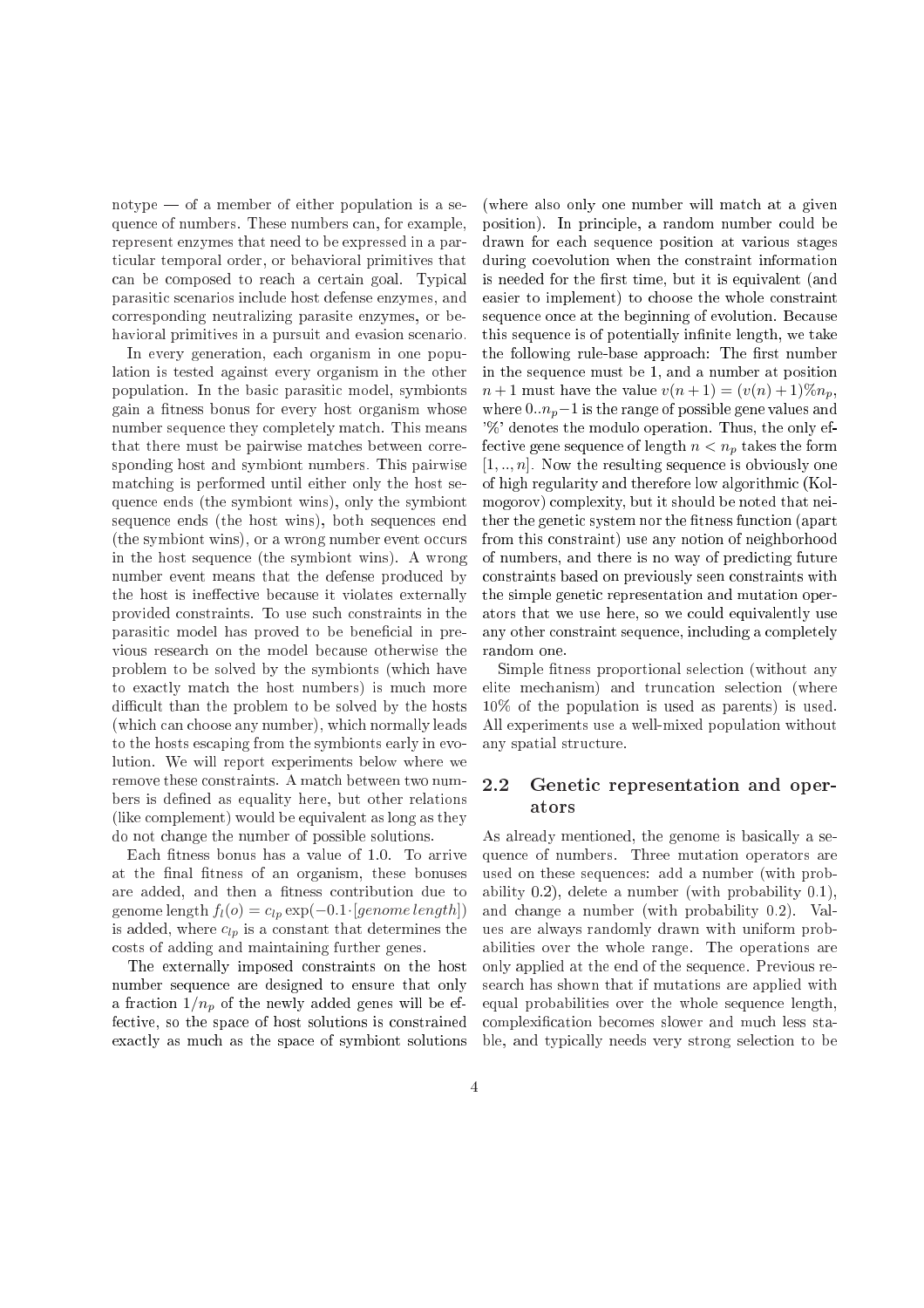notype — of a member of either population is a sequence of numbers. These numbers can, for example, represent enzymes that need to be expressed in a particular temporal order, or behavioral primitives that can be composed to reach a certain goal. Typical parasitic scenarios include host defense enzymes, and corresponding neutralizing parasite enzymes, or behavioral primitives in a pursuit and evasion scenario.

In every generation, each organism in one population is tested against every organism in the other population. In the basic parasitic model, symbionts gain a fitness bonus for every host organism whose number sequence they completely match. This means that there must be pairwise matches between corresponding host and symbiont numbers. This pairwise matching is performed until either only the host sequence ends (the symbiont wins), only the symbiont sequence ends (the host wins), both sequences end (the symbiont wins), or a wrong number event occurs in the host sequence (the symbiont wins). A wrong number event means that the defense produced by the host is ineffective because it violates externally provided constraints. To use such constraints in the parasitic model has proved to be beneficial in previous research on the model because otherwise the problem to be solved by the symbionts (which have to exactly match the host numbers) is much more difficult than the problem to be solved by the hosts (which can choose any number), which normally leads to the hosts escaping from the symbionts early in evolution. We will report experiments below where we remove these constraints. A match between two numbers is defined as equality here, but other relations (like complement) would be equivalent as long as they do not change the number of possible solutions.

Each fitness bonus has a value of 1.0. To arrive at the final fitness of an organism, these bonuses are added, and then a fitness contribution due to genome length $f_l(o) = c_{lp} \exp(-0.1 \cdot [genome\, length])$ is added, where $c_{lp}$ is a constant that determines the costs of adding and maintaining further genes.

The externally imposed constraints on the host number sequence are designed to ensure that only a fraction $1/n_p$ of the newly added genes will be effective, so the space of host solutions is constrained exactly as much as the space of symbiont solutions (where also only one number will match at a given position). In principle, a random number could be drawn for each sequence position at various stages during coevolution when the constraint information is needed for the first time, but it is equivalent (and easier to implement) to choose the whole constraint sequence once at the beginning of evolution. Because this sequence is of potentially infinite length, we take the following rule-base approach: The first number in the sequence must be 1, and a number at position $n+1$ must have the value $v(n+1) = (v(n)+1)\% n_p$, where $0..n_p-1$ is the range of possible gene values and '%' denotes the modulo operation. Thus, the only effective gene sequence of length $n < n_p$ takes the form $[1, .., n]$. Now the resulting sequence is obviously one of high regularity and therefore low algorithmic (Kolmogorov) complexity, but it should be noted that neither the genetic system nor the fitness function (apart from this constraint) use any notion of neighborhood of numbers, and there is no way of predicting future constraints based on previously seen constraints with the simple genetic representation and mutation operators that we use here, so we could equivalently use any other constraint sequence, including a completely random one.

Simple fitness proportional selection (without any elite mechanism) and truncation selection (where 10% of the population is used as parents) is used. All experiments use a well-mixed population without any spatial structure.

## 2.2 Genetic representation and operators

As already mentioned, the genome is basically a sequence of numbers. Three mutation operators are used on these sequences: add a number (with probability 0.2), delete a number (with probability 0.1), and change a number (with probability 0.2). Values are always randomly drawn with uniform probabilities over the whole range. The operations are only applied at the end of the sequence. Previous research has shown that if mutations are applied with equal probabilities over the whole sequence length, complexification becomes slower and much less stable, and typically needs very strong selection to be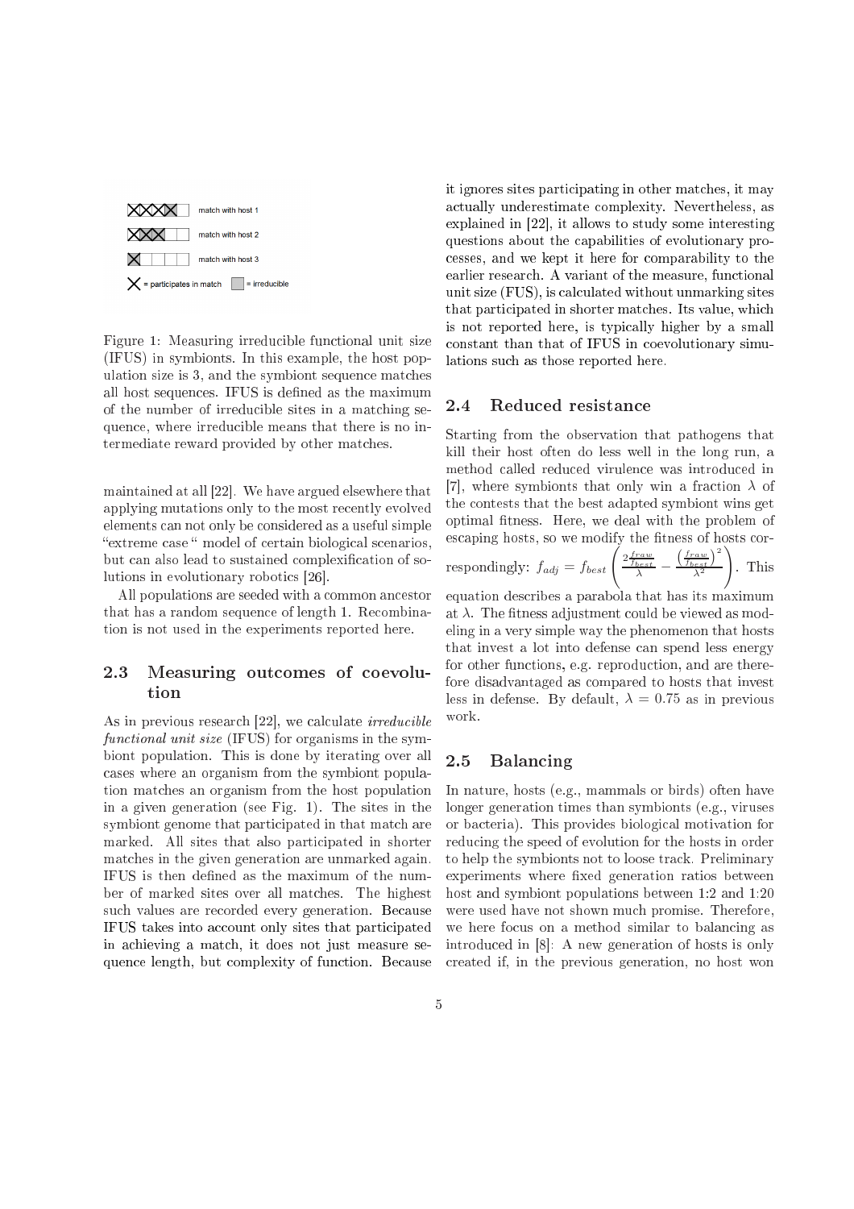Figure 1: Measuring irreducible functional unit size (IFUS) in symbionts. In this example, the host population size is 3, and the symbiont sequence matches all host sequences. IFUS is defined as the maximum of the number of irreducible sites in a matching sequence, where irreducible means that there is no intermediate reward provided by other matches.

maintained at all [22]. We have argued elsewhere that applying mutations only to the most recently evolved elements can not only be considered as a useful simple "extreme case" model of certain biological scenarios, but can also lead to sustained complexification of solutions in evolutionary robotics [26].

All populations are seeded with a common ancestor that has a random sequence of length 1. Recombination is not used in the experiments reported here.

### 2.3 Measuring outcomes of coevolution

As in previous research [22], we calculate *irreducible functional unit size* (IFUS) for organisms in the symbiont population. This is done by iterating over all cases where an organism from the symbiont population matches an organism from the host population in a given generation (see Fig. 1). The sites in the symbiont genome that participated in that match are marked. All sites that also participated in shorter matches in the given generation are unmarked again. IFUS is then defined as the maximum of the number of marked sites over all matches. The highest such values are recorded every generation. Because IFUS takes into account only sites that participated in achieving a match, it does not just measure sequence length, but complexity of function. Because it ignores sites participating in other matches, it may actually underestimate complexity. Nevertheless, as explained in [22], it allows to study some interesting questions about the capabilities of evolutionary processes, and we kept it here for comparability to the earlier research. A variant of the measure, functional unit size (FUS), is calculated without unmarking sites that participated in shorter matches. Its value, which is not reported here, is typically higher by a small constant than that of IFUS in coevolutionary simulations such as those reported here.

### 2.4 Reduced resistance

Starting from the observation that pathogens that kill their host often do less well in the long run, a method called reduced virulence was introduced in [7], where symbionts that only win a fraction $\lambda$ of the contests that the best adapted symbiont wins get optimal fitness. Here, we deal with the problem of escaping hosts, so we modify the fitness of hosts correspondingly: $f_{adj} = f_{best}\left(\frac{2\frac{f_{raw}}{f_{best}}}{\lambda} - \frac{\left(\frac{f_{raw}}{f_{best}}\right)^2}{\lambda^2}\right)$. This equation describes a parabola that has its maximum at $\lambda$. The fitness adjustment could be viewed as modeling in a very simple way the phenomenon that hosts that invest a lot into defense can spend less energy for other functions, e.g. reproduction, and are therefore disadvantaged as compared to hosts that invest less in defense. By default, $\lambda = 0.75$ as in previous work.

### 2.5 Balancing

In nature, hosts (e.g., mammals or birds) often have longer generation times than symbionts (e.g., viruses or bacteria). This provides biological motivation for reducing the speed of evolution for the hosts in order to help the symbionts not to loose track. Preliminary experiments where fixed generation ratios between host and symbiont populations between 1:2 and 1:20 were used have not shown much promise. Therefore, we here focus on a method similar to balancing as introduced in [8]: A new generation of hosts is only created if, in the previous generation, no host won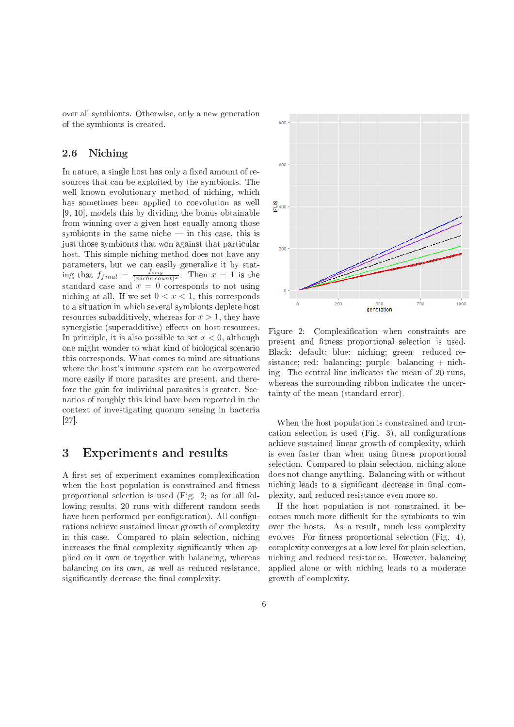over all symbionts. Otherwise, only a new generation of the symbionts is created.

### 2.6 Niching

In nature, a single host has only a fixed amount of resources that can be exploited by the symbionts. The well known evolutionary method of niching, which has sometimes been applied to coevolution as well [9, 10], models this by dividing the bonus obtainable from winning over a given host equally among those symbionts in the same niche — in this case, this is just those symbionts that won against that particular host. This simple niching method does not have any parameters, but we can easily generalize it by stating that $f_{final} = \frac{f_{orig}}{(niche\ count)^x}$. Then $x = 1$ is the standard case and $x = 0$ corresponds to not using niching at all. If we set $0 < x < 1$, this corresponds to a situation in which several symbionts deplete host resources subadditively, whereas for $x > 1$, they have synergistic (superadditive) effects on host resources. In principle, it is also possible to set $x < 0$, although one might wonder to what kind of biological scenario this corresponds. What comes to mind are situations where the host's immune system can be overpowered more easily if more parasites are present, and therefore the gain for individual parasites is greater. Scenarios of roughly this kind have been reported in the context of investigating quorum sensing in bacteria [27].

## 3 Experiments and results

A first set of experiment examines complexification when the host population is constrained and fitness proportional selection is used (Fig. 2; as for all following results, 20 runs with different random seeds have been performed per configuration). All configurations achieve sustained linear growth of complexity in this case. Compared to plain selection, niching increases the final complexity significantly when applied on it own or together with balancing, whereas balancing on its own, as well as reduced resistance, significantly decrease the final complexity.

Figure 2: Complexification when constraints are present and fitness proportional selection is used. Black: default; blue: niching; green: reduced resistance; red: balancing; purple: balancing + niching. The central line indicates the mean of 20 runs, whereas the surrounding ribbon indicates the uncertainty of the mean (standard error).

When the host population is constrained and truncation selection is used (Fig. 3), all configurations achieve sustained linear growth of complexity, which is even faster than when using fitness proportional selection. Compared to plain selection, niching alone does not change anything. Balancing with or without niching leads to a significant decrease in final complexity, and reduced resistance even more so.

If the host population is not constrained, it becomes much more difficult for the symbionts to win over the hosts. As a result, much less complexity evolves. For fitness proportional selection (Fig. 4), complexity converges at a low level for plain selection, niching and reduced resistance. However, balancing applied alone or with niching leads to a moderate growth of complexity.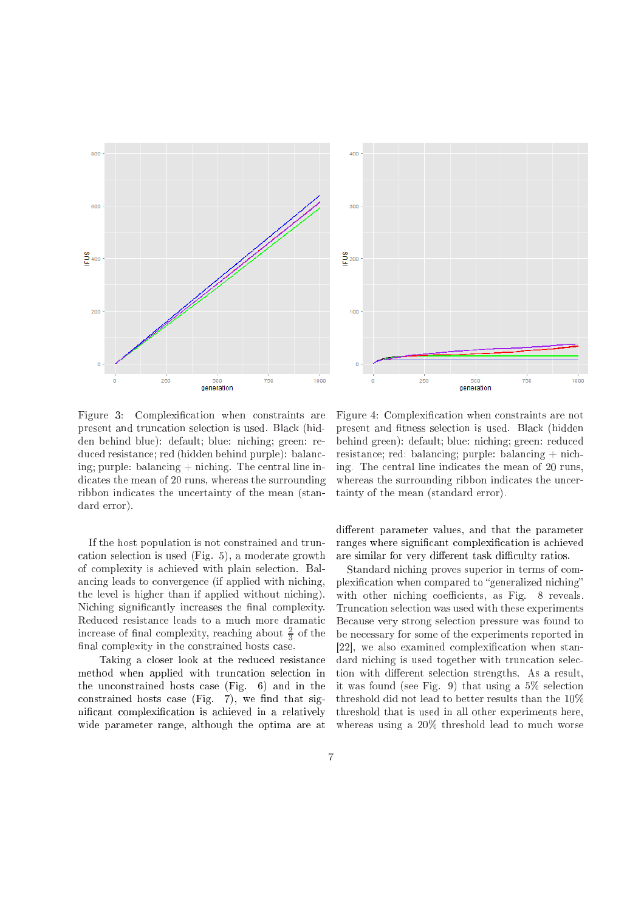Figure 3: Complexification when constraints are present and truncation selection is used. Black (hidden behind blue): default; blue: niching; green: reduced resistance; red (hidden behind purple): balancing; purple: balancing + niching. The central line indicates the mean of 20 runs, whereas the surrounding ribbon indicates the uncertainty of the mean (standard error).

Figure 4: Complexification when constraints are not present and fitness selection is used. Black (hidden behind green): default; blue: niching; green: reduced resistance; red: balancing; purple: balancing + niching. The central line indicates the mean of 20 runs, whereas the surrounding ribbon indicates the uncertainty of the mean (standard error).

If the host population is not constrained and truncation selection is used (Fig. 5), a moderate growth of complexity is achieved with plain selection. Balancing leads to convergence (if applied with niching, the level is higher than if applied without niching). Niching significantly increases the final complexity. Reduced resistance leads to a much more dramatic increase of final complexity, reaching about $\frac{2}{3}$ of the final complexity in the constrained hosts case.

Taking a closer look at the reduced resistance method when applied with truncation selection in the unconstrained hosts case (Fig. 6) and in the constrained hosts case (Fig. 7), we find that significant complexification is achieved in a relatively wide parameter range, although the optima are at different parameter values, and that the parameter ranges where significant complexification is achieved are similar for very different task difficulty ratios.

Standard niching proves superior in terms of complexification when compared to "generalized niching" with other niching coefficients, as Fig. 8 reveals. Truncation selection was used with these experiments Because very strong selection pressure was found to be necessary for some of the experiments reported in [22], we also examined complexification when standard niching is used together with truncation selection with different selection strengths. As a result, it was found (see Fig. 9) that using a 5% selection threshold did not lead to better results than the 10% threshold that is used in all other experiments here, whereas using a 20% threshold lead to much worse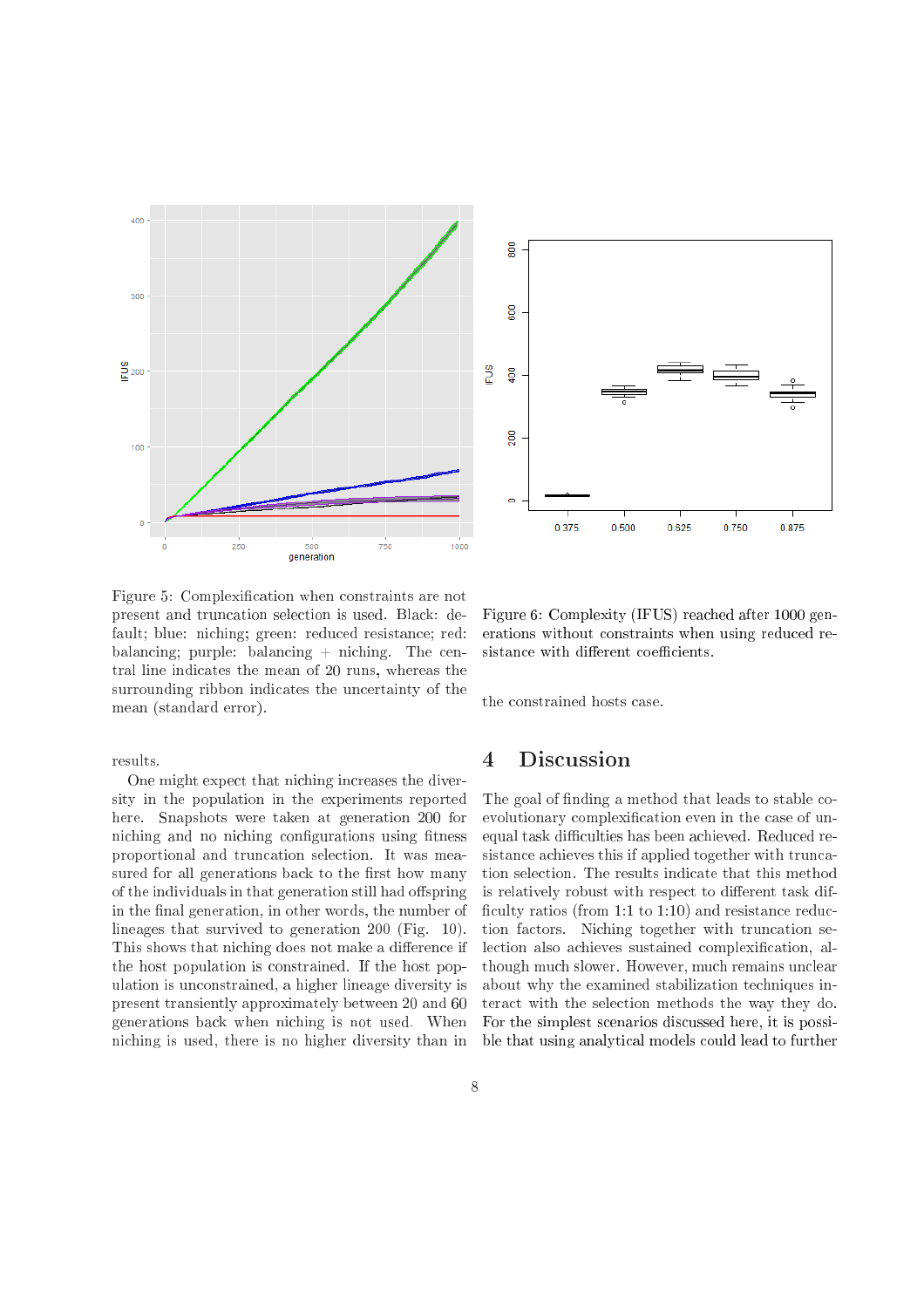Figure 5: Complexification when constraints are not present and truncation selection is used. Black: default; blue: niching; green: reduced resistance; red: balancing; purple: balancing + niching. The central line indicates the mean of 20 runs, whereas the surrounding ribbon indicates the uncertainty of the mean (standard error).

Figure 6: Complexity (IFUS) reached after 1000 generations without constraints when using reduced resistance with different coefficients.

results.

One might expect that niching increases the diversity in the population in the experiments reported here. Snapshots were taken at generation 200 for niching and no niching configurations using fitness proportional and truncation selection. It was measured for all generations back to the first how many of the individuals in that generation still had offspring in the final generation, in other words, the number of lineages that survived to generation 200 (Fig. 10). This shows that niching does not make a difference if the host population is constrained. If the host population is unconstrained, a higher lineage diversity is present transiently approximately between 20 and 60 generations back when niching is not used. When niching is used, there is no higher diversity than in the constrained hosts case.

## 4 Discussion

The goal of finding a method that leads to stable coevolutionary complexification even in the case of unequal task difficulties has been achieved. Reduced resistance achieves this if applied together with truncation selection. The results indicate that this method is relatively robust with respect to different task difficulty ratios (from 1:1 to 1:10) and resistance reduction factors. Niching together with truncation selection also achieves sustained complexification, although much slower. However, much remains unclear about why the examined stabilization techniques interact with the selection methods the way they do. For the simplest scenarios discussed here, it is possible that using analytical models could lead to further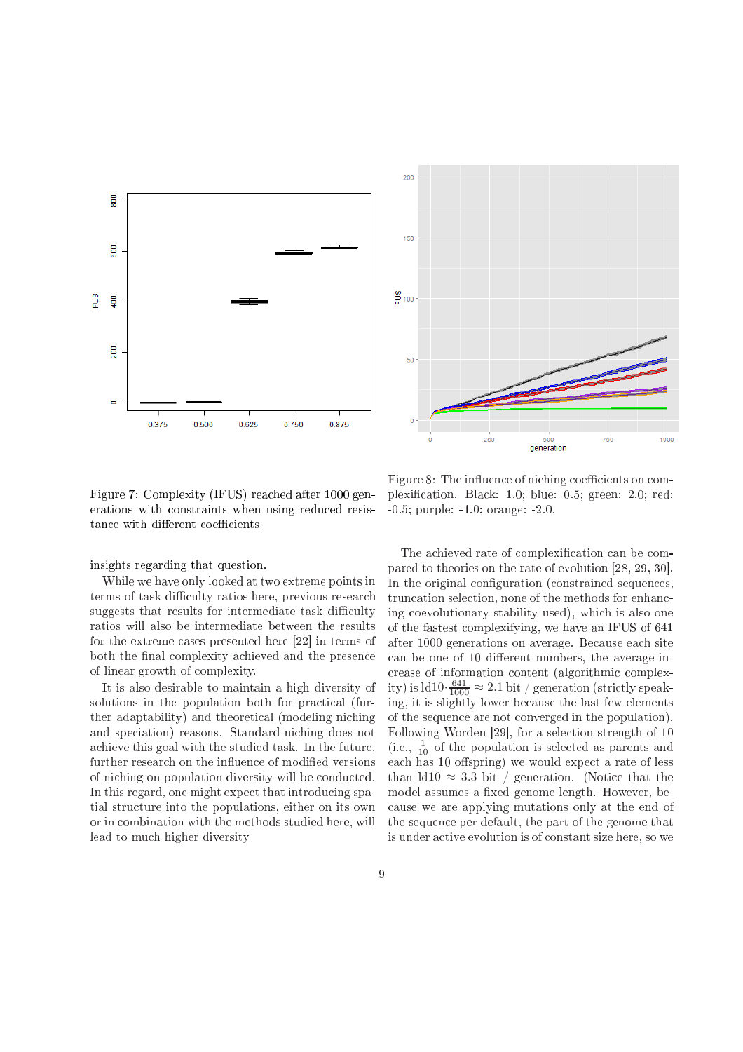Figure 7: Complexity (IFUS) reached after 1000 generations with constraints when using reduced resistance with different coefficients.

Figure 8: The influence of niching coefficients on complexification. Black: 1.0; blue: 0.5; green: 2.0; red: -0.5; purple: -1.0; orange: -2.0.

insights regarding that question.

While we have only looked at two extreme points in terms of task difficulty ratios here, previous research suggests that results for intermediate task difficulty ratios will also be intermediate between the results for the extreme cases presented here [22] in terms of both the final complexity achieved and the presence of linear growth of complexity.

It is also desirable to maintain a high diversity of solutions in the population both for practical (further adaptability) and theoretical (modeling niching and speciation) reasons. Standard niching does not achieve this goal with the studied task. In the future, further research on the influence of modified versions of niching on population diversity will be conducted. In this regard, one might expect that introducing spatial structure into the populations, either on its own or in combination with the methods studied here, will lead to much higher diversity.

The achieved rate of complexification can be compared to theories on the rate of evolution [28, 29, 30]. In the original configuration (constrained sequences, truncation selection, none of the methods for enhancing coevolutionary stability used), which is also one of the fastest complexifying, we have an IFUS of 641 after 1000 generations on average. Because each site can be one of 10 different numbers, the average increase of information content (algorithmic complexity) is $\text{ld}10 \cdot \frac{641}{1000} \approx 2.1$ bit / generation (strictly speaking, it is slightly lower because the last few elements of the sequence are not converged in the population). Following Worden [29], for a selection strength of 10 (i.e., $\frac{1}{10}$ of the population is selected as parents and each has 10 offspring) we would expect a rate of less than $\text{ld}10 \approx 3.3$ bit / generation. (Notice that the model assumes a fixed genome length. However, because we are applying mutations only at the end of the sequence per default, the part of the genome that is under active evolution is of constant size here, so we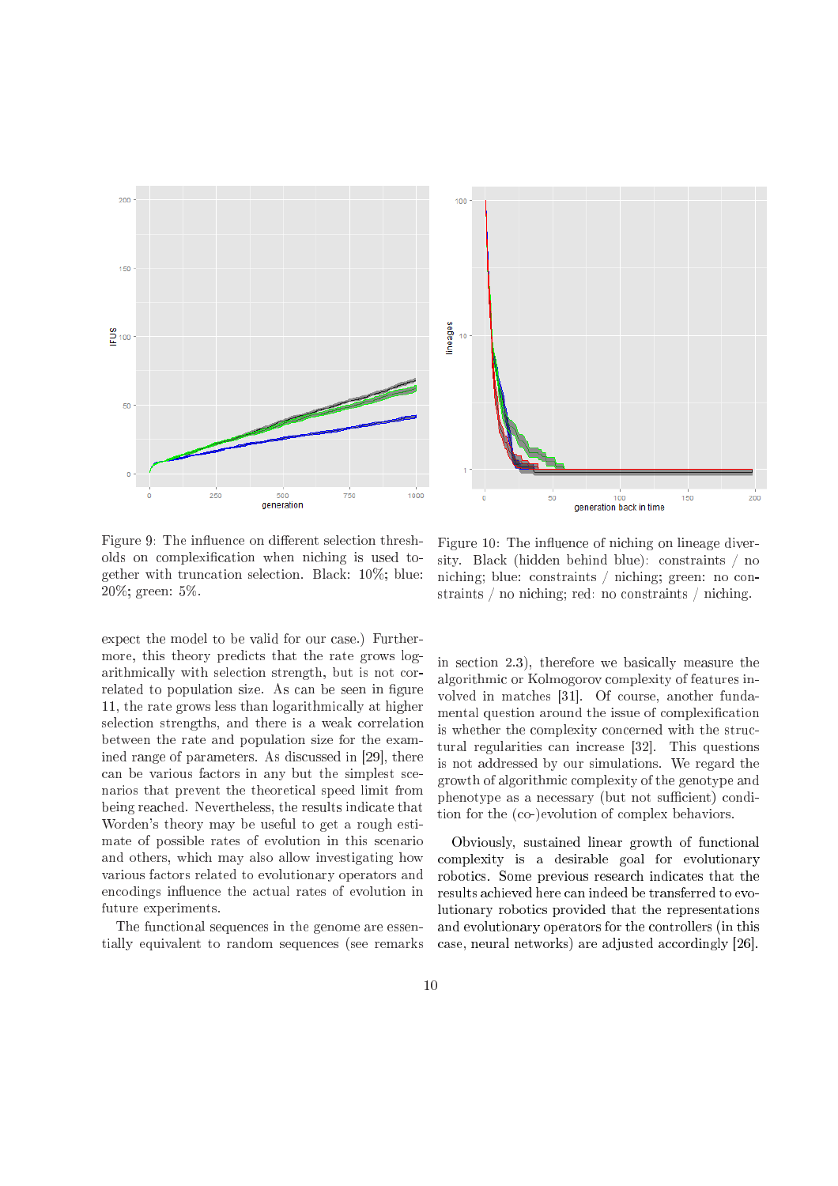Figure 9: The influence on different selection thresholds on complexification when niching is used together with truncation selection. Black: 10%; blue: 20%; green: 5%.

Figure 10: The influence of niching on lineage diversity. Black (hidden behind blue): constraints / no niching; blue: constraints / niching; green: no constraints / no niching; red: no constraints / niching.

expect the model to be valid for our case.) Furthermore, this theory predicts that the rate grows logarithmically with selection strength, but is not correlated to population size. As can be seen in figure 11, the rate grows less than logarithmically at higher selection strengths, and there is a weak correlation between the rate and population size for the examined range of parameters. As discussed in [29], there can be various factors in any but the simplest scenarios that prevent the theoretical speed limit from being reached. Nevertheless, the results indicate that Worden's theory may be useful to get a rough estimate of possible rates of evolution in this scenario and others, which may also allow investigating how various factors related to evolutionary operators and encodings influence the actual rates of evolution in future experiments.

The functional sequences in the genome are essentially equivalent to random sequences (see remarks in section 2.3), therefore we basically measure the algorithmic or Kolmogorov complexity of features involved in matches [31]. Of course, another fundamental question around the issue of complexification is whether the complexity concerned with the structural regularities can increase [32]. This questions is not addressed by our simulations. We regard the growth of algorithmic complexity of the genotype and phenotype as a necessary (but not sufficient) condition for the (co-)evolution of complex behaviors.

Obviously, sustained linear growth of functional complexity is a desirable goal for evolutionary robotics. Some previous research indicates that the results achieved here can indeed be transferred to evolutionary robotics provided that the representations and evolutionary operators for the controllers (in this case, neural networks) are adjusted accordingly [26].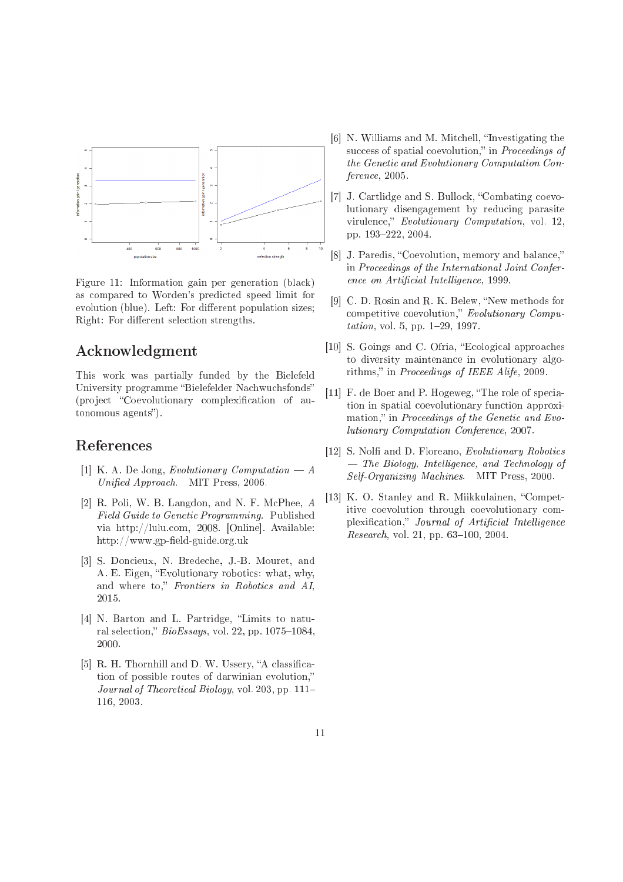Figure 11: Information gain per generation (black) as compared to Worden's predicted speed limit for evolution (blue). Left: For different population sizes; Right: For different selection strengths.

## Acknowledgment

This work was partially funded by the Bielefeld University programme "Bielefelder Nachwuchsfonds" (project "Coevolutionary complexification of autonomous agents").

## References

[1] K. A. De Jong, *Evolutionary Computation — A Unified Approach*. MIT Press, 2006.

[2] R. Poli, W. B. Langdon, and N. F. McPhee, *A Field Guide to Genetic Programming*. Published via http://lulu.com, 2008. [Online]. Available: http://www.gp-field-guide.org.uk

[3] S. Doncieux, N. Bredeche, J.-B. Mouret, and A. E. Eigen, "Evolutionary robotics: what, why, and where to," *Frontiers in Robotics and AI*, 2015.

[4] N. Barton and L. Partridge, "Limits to natural selection," *BioEssays*, vol. 22, pp. 1075–1084, 2000.

[5] R. H. Thornhill and D. W. Ussery, "A classification of possible routes of darwinian evolution," *Journal of Theoretical Biology*, vol. 203, pp. 111–116, 2003.

[6] N. Williams and M. Mitchell, "Investigating the success of spatial coevolution," in *Proceedings of the Genetic and Evolutionary Computation Conference*, 2005.

[7] J. Cartlidge and S. Bullock, "Combating coevolutionary disengagement by reducing parasite virulence," *Evolutionary Computation*, vol. 12, pp. 193–222, 2004.

[8] J. Paredis, "Coevolution, memory and balance," in *Proceedings of the International Joint Conference on Artificial Intelligence*, 1999.

[9] C. D. Rosin and R. K. Belew, "New methods for competitive coevolution," *Evolutionary Computation*, vol. 5, pp. 1–29, 1997.

[10] S. Goings and C. Ofria, "Ecological approaches to diversity maintenance in evolutionary algorithms," in *Proceedings of IEEE Alife*, 2009.

[11] F. de Boer and P. Hogeweg, "The role of speciation in spatial coevolutionary function approximation," in *Proceedings of the Genetic and Evolutionary Computation Conference*, 2007.

[12] S. Nolfi and D. Floreano, *Evolutionary Robotics — The Biology, Intelligence, and Technology of Self-Organizing Machines*. MIT Press, 2000.

[13] K. O. Stanley and R. Miikkulainen, "Competitive coevolution through coevolutionary complexification," *Journal of Artificial Intelligence Research*, vol. 21, pp. 63–100, 2004.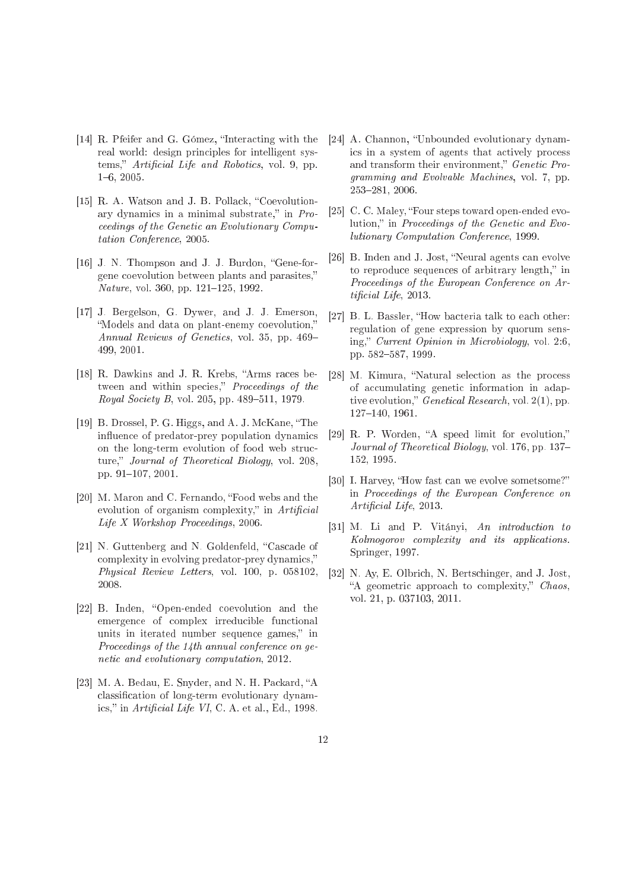[14] R. Pfeifer and G. Gómez, "Interacting with the real world: design principles for intelligent systems," *Artificial Life and Robotics*, vol. 9, pp. 1–6, 2005.

[15] R. A. Watson and J. B. Pollack, "Coevolutionary dynamics in a minimal substrate," in *Proceedings of the Genetic an Evolutionary Computation Conference*, 2005.

[16] J. N. Thompson and J. J. Burdon, "Gene-for-gene coevolution between plants and parasites," *Nature*, vol. 360, pp. 121–125, 1992.

[17] J. Bergelson, G. Dywer, and J. J. Emerson, "Models and data on plant-enemy coevolution," *Annual Reviews of Genetics*, vol. 35, pp. 469–499, 2001.

[18] R. Dawkins and J. R. Krebs, "Arms races between and within species," *Proceedings of the Royal Society B*, vol. 205, pp. 489–511, 1979.

[19] B. Drossel, P. G. Higgs, and A. J. McKane, "The influence of predator-prey population dynamics on the long-term evolution of food web structure," *Journal of Theoretical Biology*, vol. 208, pp. 91–107, 2001.

[20] M. Maron and C. Fernando, "Food webs and the evolution of organism complexity," in *Artificial Life X Workshop Proceedings*, 2006.

[21] N. Guttenberg and N. Goldenfeld, "Cascade of complexity in evolving predator-prey dynamics," *Physical Review Letters*, vol. 100, p. 058102, 2008.

[22] B. Inden, "Open-ended coevolution and the emergence of complex irreducible functional units in iterated number sequence games," in *Proceedings of the 14th annual conference on genetic and evolutionary computation*, 2012.

[23] M. A. Bedau, E. Snyder, and N. H. Packard, "A classification of long-term evolutionary dynamics," in *Artificial Life VI*, C. A. et al., Ed., 1998.

[24] A. Channon, "Unbounded evolutionary dynamics in a system of agents that actively process and transform their environment," *Genetic Programming and Evolvable Machines*, vol. 7, pp. 253–281, 2006.

[25] C. C. Maley, "Four steps toward open-ended evolution," in *Proceedings of the Genetic and Evolutionary Computation Conference*, 1999.

[26] B. Inden and J. Jost, "Neural agents can evolve to reproduce sequences of arbitrary length," in *Proceedings of the European Conference on Artificial Life*, 2013.

[27] B. L. Bassler, "How bacteria talk to each other: regulation of gene expression by quorum sensing," *Current Opinion in Microbiology*, vol. 2:6, pp. 582–587, 1999.

[28] M. Kimura, "Natural selection as the process of accumulating genetic information in adaptive evolution," *Genetical Research*, vol. 2(1), pp. 127–140, 1961.

[29] R. P. Worden, "A speed limit for evolution," *Journal of Theoretical Biology*, vol. 176, pp. 137–152, 1995.

[30] I. Harvey, "How fast can we evolve sometsome?" in *Proceedings of the European Conference on Artificial Life*, 2013.

[31] M. Li and P. Vitányi, *An introduction to Kolmogorov complexity and its applications*. Springer, 1997.

[32] N. Ay, E. Olbrich, N. Bertschinger, and J. Jost, "A geometric approach to complexity," *Chaos*, vol. 21, p. 037103, 2011.